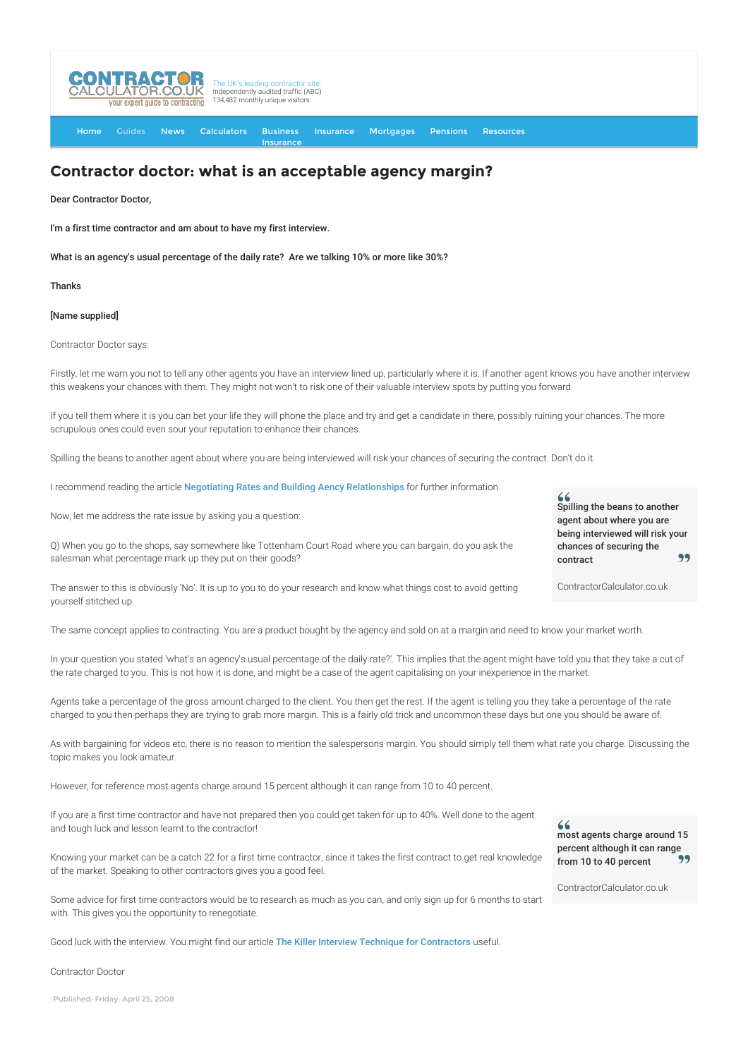# Contractor doctor: what is an acceptable agency margin?

**Dear Contractor Doctor,**

**I'm a first time contractor and am about to have my first interview.**

**What is an agency's usual percentage of the daily rate? Are we talking 10% or more like 30%?**

**Thanks**

**[Name supplied]**

Contractor Doctor says:

Firstly, let me warn you not to tell any other agents you have an interview lined up, particularly where it is. If another agent knows you have another interview this weakens your chances with them. They might not won't to risk one of their valuable interview spots by putting you forward.

If you tell them where it is you can bet your life they will phone the place and try and get a candidate in there, possibly ruining your chances. The more scrupulous ones could even sour your reputation to enhance their chances.

Spilling the beans to another agent about where you are being interviewed will risk your chances of securing the contract. Don't do it.

I recommend reading the article Negotiating Rates and Building Aency Relationships for further information.

> **Spilling the beans to another agent about where you are being interviewed will risk your chances of securing the contract**
>
> ContractorCalculator.co.uk

Now, let me address the rate issue by asking you a question:

Q) When you go to the shops, say somewhere like Tottenham Court Road where you can bargain, do you ask the salesman what percentage mark up they put on their goods?

The answer to this is obviously 'No'. It is up to you to do your research and know what things cost to avoid getting yourself stitched up.

The same concept applies to contracting. You are a product bought by the agency and sold on at a margin and need to know your market worth.

In your question you stated 'what's an agency's usual percentage of the daily rate?'. This implies that the agent might have told you that they take a cut of the rate charged to you. This is not how it is done, and might be a case of the agent capitalising on your inexperience in the market.

Agents take a percentage of the gross amount charged to the client. You then get the rest. If the agent is telling you they take a percentage of the rate charged to you then perhaps they are trying to grab more margin. This is a fairly old trick and uncommon these days but one you should be aware of.

As with bargaining for videos etc, there is no reason to mention the salespersons margin. You should simply tell them what rate you charge. Discussing the topic makes you look amateur.

However, for reference most agents charge around 15 percent although it can range from 10 to 40 percent.

If you are a first time contractor and have not prepared then you could get taken for up to 40%. Well done to the agent and tough luck and lesson learnt to the contractor!

> **most agents charge around 15 percent although it can range from 10 to 40 percent**
>
> ContractorCalculator.co.uk

Knowing your market can be a catch 22 for a first time contractor, since it takes the first contract to get real knowledge of the market. Speaking to other contractors gives you a good feel.

Some advice for first time contractors would be to research as much as you can, and only sign up for 6 months to start with. This gives you the opportunity to renegotiate.

Good luck with the interview. You might find our article The Killer Interview Technique for Contractors useful.

Contractor Doctor

Published: Friday, April 25, 2008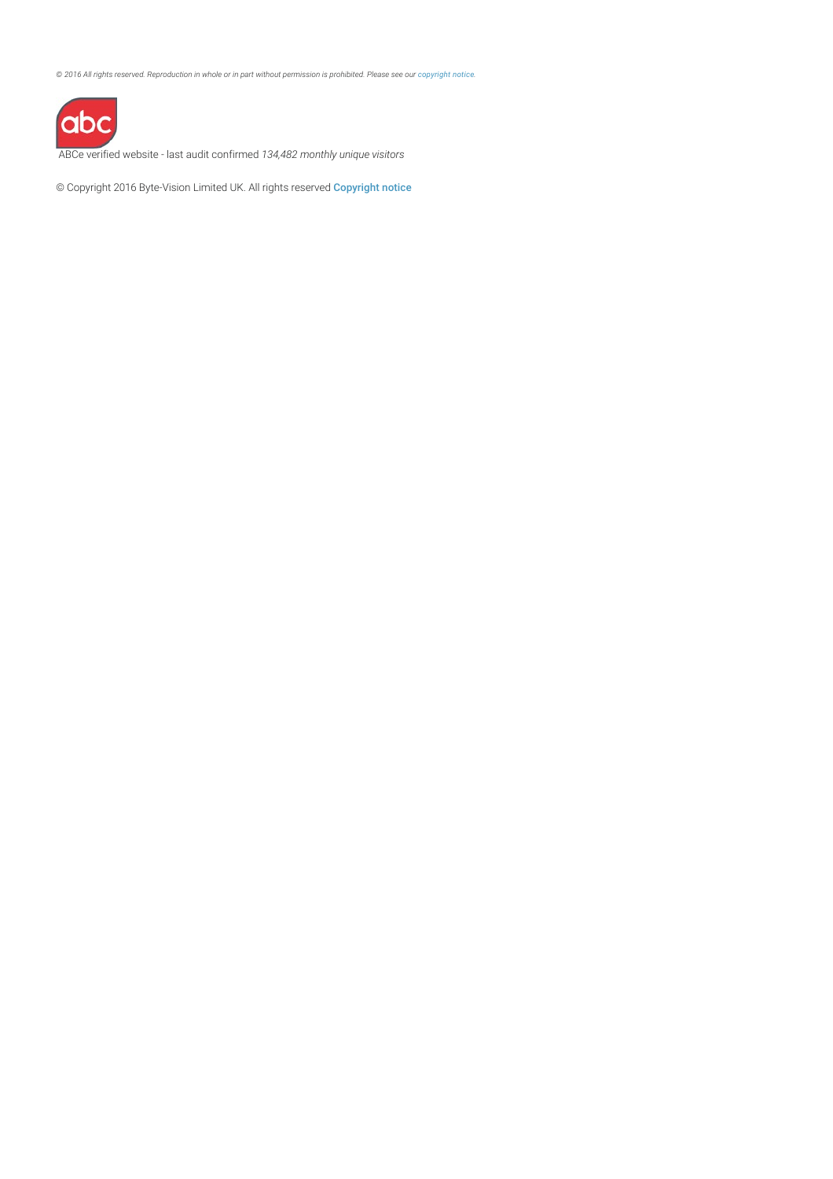*© 2016 All rights reserved. Reproduction in whole or in part without permission is prohibited. Please see our copyright notice.*

ABCe verified website - last audit confirmed *134,482 monthly unique visitors*

© Copyright 2016 Byte-Vision Limited UK. All rights reserved **Copyright notice**